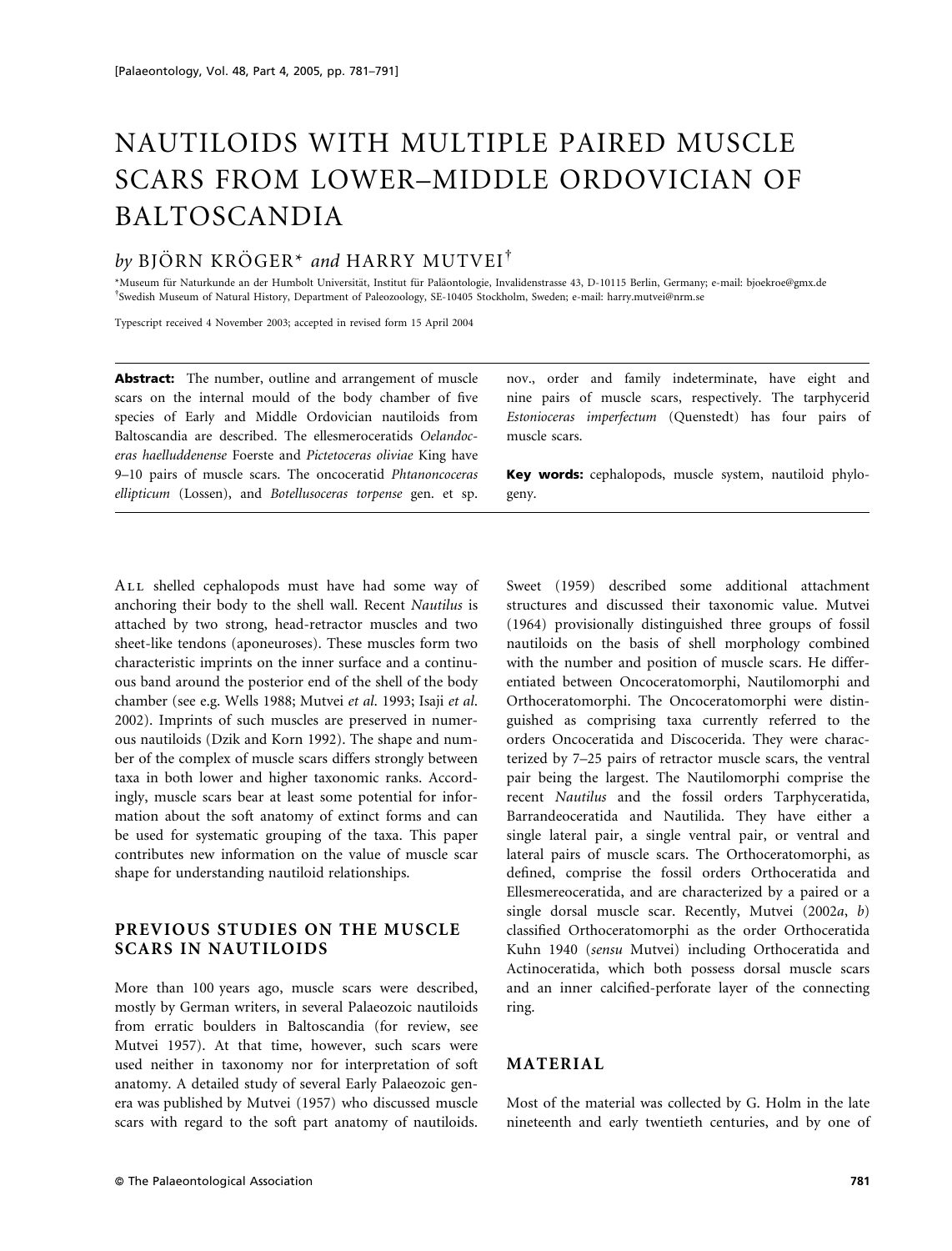# NAUTILOIDS WITH MULTIPLE PAIRED MUSCLE SCARS FROM LOWER–MIDDLE ORDOVICIAN OF BALTOSCANDIA

*by* BJÖRN KRÖGER* *and* HARRY MUTVEI†

*Museum für Naturkunde an der Humbolt Universität, Institut für Paläontologie, Invalidenstrasse 43, D-10115 Berlin, Germany; e-mail: bjoekroe@gmx.de
†Swedish Museum of Natural History, Department of Paleozoology, SE-10405 Stockholm, Sweden; e-mail: harry.mutvei@nrm.se

Typescript received 4 November 2003; accepted in revised form 15 April 2004

**Abstract:** The number, outline and arrangement of muscle scars on the internal mould of the body chamber of five species of Early and Middle Ordovician nautiloids from Baltoscandia are described. The ellesmeroceratids *Oelandoceras haelluddenense* Foerste and *Pictetoceras oliviae* King have 9–10 pairs of muscle scars. The oncoceratid *Phtanoncoceras ellipticum* (Lossen), and *Botellusoceras torpense* gen. et sp. nov., order and family indeterminate, have eight and nine pairs of muscle scars, respectively. The tarphycerid *Estonioceras imperfectum* (Quenstedt) has four pairs of muscle scars.

**Key words:** cephalopods, muscle system, nautiloid phylogeny.

All shelled cephalopods must have had some way of anchoring their body to the shell wall. Recent *Nautilus* is attached by two strong, head-retractor muscles and two sheet-like tendons (aponeuroses). These muscles form two characteristic imprints on the inner surface and a continuous band around the posterior end of the shell of the body chamber (see e.g. Wells 1988; Mutvei *et al*. 1993; Isaji *et al*. 2002). Imprints of such muscles are preserved in numerous nautiloids (Dzik and Korn 1992). The shape and number of the complex of muscle scars differs strongly between taxa in both lower and higher taxonomic ranks. Accordingly, muscle scars bear at least some potential for information about the soft anatomy of extinct forms and can be used for systematic grouping of the taxa. This paper contributes new information on the value of muscle scar shape for understanding nautiloid relationships.

## PREVIOUS STUDIES ON THE MUSCLE SCARS IN NAUTILOIDS

More than 100 years ago, muscle scars were described, mostly by German writers, in several Palaeozoic nautiloids from erratic boulders in Baltoscandia (for review, see Mutvei 1957). At that time, however, such scars were used neither in taxonomy nor for interpretation of soft anatomy. A detailed study of several Early Palaeozoic genera was published by Mutvei (1957) who discussed muscle scars with regard to the soft part anatomy of nautiloids. Sweet (1959) described some additional attachment structures and discussed their taxonomic value. Mutvei (1964) provisionally distinguished three groups of fossil nautiloids on the basis of shell morphology combined with the number and position of muscle scars. He differentiated between Oncoceratomorphi, Nautilomorphi and Orthoceratomorphi. The Oncoceratomorphi were distinguished as comprising taxa currently referred to the orders Oncoceratida and Discocerida. They were characterized by 7–25 pairs of retractor muscle scars, the ventral pair being the largest. The Nautilomorphi comprise the recent *Nautilus* and the fossil orders Tarphyceratida, Barrandeoceratida and Nautilida. They have either a single lateral pair, a single ventral pair, or ventral and lateral pairs of muscle scars. The Orthoceratomorphi, as defined, comprise the fossil orders Orthoceratida and Ellesmereoceratida, and are characterized by a paired or a single dorsal muscle scar. Recently, Mutvei (2002*a*, *b*) classified Orthoceratomorphi as the order Orthoceratida Kuhn 1940 (*sensu* Mutvei) including Orthoceratida and Actinoceratida, which both possess dorsal muscle scars and an inner calcified-perforate layer of the connecting ring.

## MATERIAL

Most of the material was collected by G. Holm in the late nineteenth and early twentieth centuries, and by one of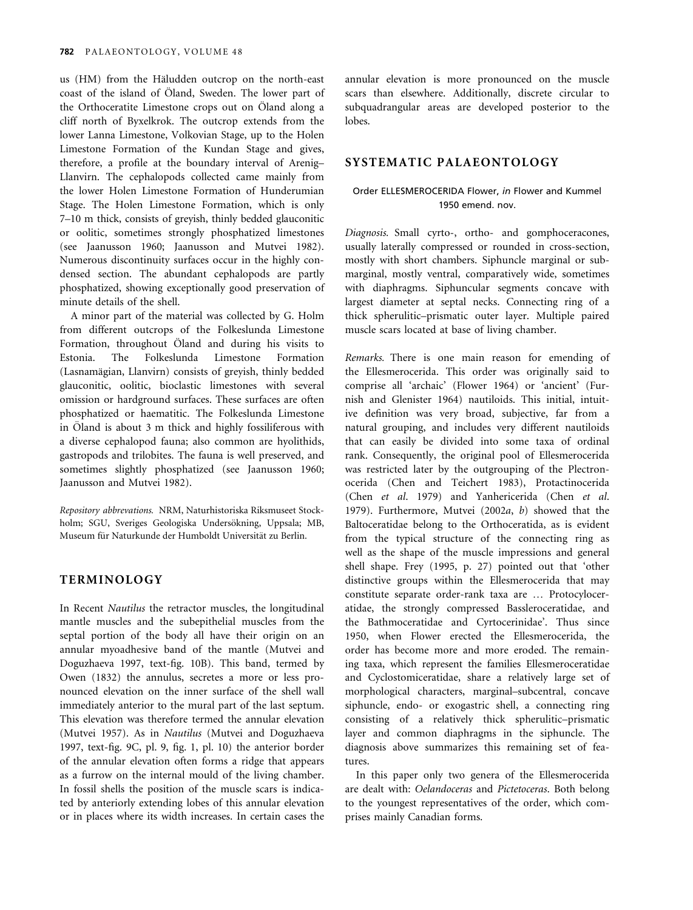us (HM) from the Häludden outcrop on the north-east coast of the island of Öland, Sweden. The lower part of the Orthoceratite Limestone crops out on Öland along a cliff north of Byxelkrok. The outcrop extends from the lower Lanna Limestone, Volkovian Stage, up to the Holen Limestone Formation of the Kundan Stage and gives, therefore, a profile at the boundary interval of Arenig–Llanvirn. The cephalopods collected came mainly from the lower Holen Limestone Formation of Hunderumian Stage. The Holen Limestone Formation, which is only 7–10 m thick, consists of greyish, thinly bedded glauconitic or oolitic, sometimes strongly phosphatized limestones (see Jaanusson 1960; Jaanusson and Mutvei 1982). Numerous discontinuity surfaces occur in the highly condensed section. The abundant cephalopods are partly phosphatized, showing exceptionally good preservation of minute details of the shell.

A minor part of the material was collected by G. Holm from different outcrops of the Folkeslunda Limestone Formation, throughout Öland and during his visits to Estonia. The Folkeslunda Limestone Formation (Lasnamägian, Llanvirn) consists of greyish, thinly bedded glauconitic, oolitic, bioclastic limestones with several omission or hardground surfaces. These surfaces are often phosphatized or haematitic. The Folkeslunda Limestone in Öland is about 3 m thick and highly fossiliferous with a diverse cephalopod fauna; also common are hyolithids, gastropods and trilobites. The fauna is well preserved, and sometimes slightly phosphatized (see Jaanusson 1960; Jaanusson and Mutvei 1982).

*Repository abbrevations.* NRM, Naturhistoriska Riksmuseet Stockholm; SGU, Sveriges Geologiska Undersökning, Uppsala; MB, Museum für Naturkunde der Humboldt Universität zu Berlin.

## TERMINOLOGY

In Recent *Nautilus* the retractor muscles, the longitudinal mantle muscles and the subepithelial muscles from the septal portion of the body all have their origin on an annular myoadhesive band of the mantle (Mutvei and Doguzhaeva 1997, text-fig. 10B). This band, termed by Owen (1832) the annulus, secretes a more or less pronounced elevation on the inner surface of the shell wall immediately anterior to the mural part of the last septum. This elevation was therefore termed the annular elevation (Mutvei 1957). As in *Nautilus* (Mutvei and Doguzhaeva 1997, text-fig. 9C, pl. 9, fig. 1, pl. 10) the anterior border of the annular elevation often forms a ridge that appears as a furrow on the internal mould of the living chamber. In fossil shells the position of the muscle scars is indicated by anteriorly extending lobes of this annular elevation or in places where its width increases. In certain cases the annular elevation is more pronounced on the muscle scars than elsewhere. Additionally, discrete circular to subquadrangular areas are developed posterior to the lobes.

## SYSTEMATIC PALAEONTOLOGY

### Order ELLESMEROCERIDA Flower, *in* Flower and Kummel 1950 emend. nov.

*Diagnosis.* Small cyrto-, ortho- and gomphoceracones, usually laterally compressed or rounded in cross-section, mostly with short chambers. Siphuncle marginal or submarginal, mostly ventral, comparatively wide, sometimes with diaphragms. Siphuncular segments concave with largest diameter at septal necks. Connecting ring of a thick spherulitic–prismatic outer layer. Multiple paired muscle scars located at base of living chamber.

*Remarks.* There is one main reason for emending of the Ellesmerocerida. This order was originally said to comprise all 'archaic' (Flower 1964) or 'ancient' (Furnish and Glenister 1964) nautiloids. This initial, intuitive definition was very broad, subjective, far from a natural grouping, and includes very different nautiloids that can easily be divided into some taxa of ordinal rank. Consequently, the original pool of Ellesmerocerida was restricted later by the outgrouping of the Plectronocerida (Chen and Teichert 1983), Protactinocerida (Chen *et al.* 1979) and Yanhericerida (Chen *et al.* 1979). Furthermore, Mutvei (2002*a*, *b*) showed that the Baltoceratidae belong to the Orthoceratida, as is evident from the typical structure of the connecting ring as well as the shape of the muscle impressions and general shell shape. Frey (1995, p. 27) pointed out that 'other distinctive groups within the Ellesmerocerida that may constitute separate order-rank taxa are … Protocyloceratidae, the strongly compressed Bassleroceratidae, and the Bathmoceratidae and Cyrtocerinidae'. Thus since 1950, when Flower erected the Ellesmerocerida, the order has become more and more eroded. The remaining taxa, which represent the families Ellesmeroceratidae and Cyclostomiceratidae, share a relatively large set of morphological characters, marginal–subcentral, concave siphuncle, endo- or exogastric shell, a connecting ring consisting of a relatively thick spherulitic–prismatic layer and common diaphragms in the siphuncle. The diagnosis above summarizes this remaining set of features.

In this paper only two genera of the Ellesmerocerida are dealt with: *Oelandoceras* and *Pictetoceras*. Both belong to the youngest representatives of the order, which comprises mainly Canadian forms.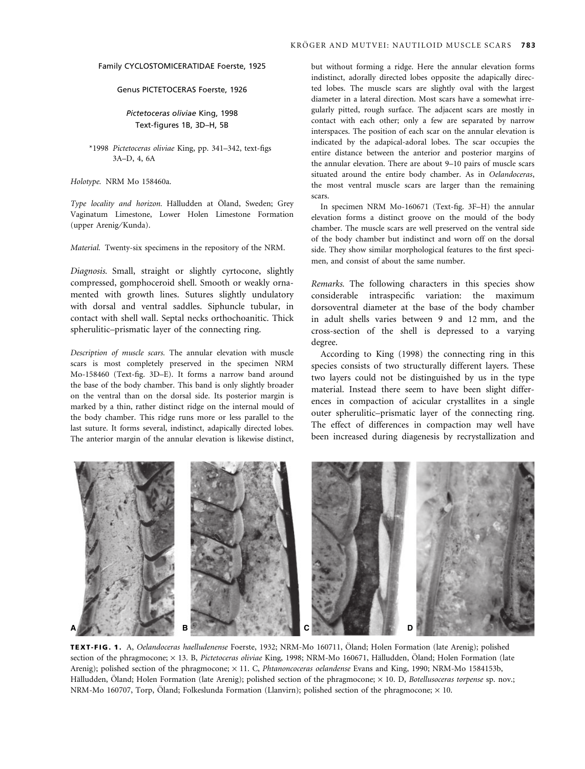Family CYCLOSTOMICERATIDAE Foerste, 1925

Genus PICTETOCERAS Foerste, 1926

*Pictetoceras oliviae* King, 1998
Text-figures 1B, 3D–H, 5B

*1998 *Pictetoceras oliviae* King, pp. 341–342, text-figs 3A–D, 4, 6A

*Holotype.* NRM Mo 158460a.

*Type locality and horizon.* Hälludden at Öland, Sweden; Grey Vaginatum Limestone, Lower Holen Limestone Formation (upper Arenig/Kunda).

*Material.* Twenty-six specimens in the repository of the NRM.

*Diagnosis.* Small, straight or slightly cyrtocone, slightly compressed, gomphoceroid shell. Smooth or weakly ornamented with growth lines. Sutures slightly undulatory with dorsal and ventral saddles. Siphuncle tubular, in contact with shell wall. Septal necks orthochoanitic. Thick spherulitic–prismatic layer of the connecting ring.

*Description of muscle scars.* The annular elevation with muscle scars is most completely preserved in the specimen NRM Mo-158460 (Text-fig. 3D–E). It forms a narrow band around the base of the body chamber. This band is only slightly broader on the ventral than on the dorsal side. Its posterior margin is marked by a thin, rather distinct ridge on the internal mould of the body chamber. This ridge runs more or less parallel to the last suture. It forms several, indistinct, adapically directed lobes. The anterior margin of the annular elevation is likewise distinct, but without forming a ridge. Here the annular elevation forms indistinct, adorally directed lobes opposite the adapically directed lobes. The muscle scars are slightly oval with the largest diameter in a lateral direction. Most scars have a somewhat irregularly pitted, rough surface. The adjacent scars are mostly in contact with each other; only a few are separated by narrow interspaces. The position of each scar on the annular elevation is indicated by the adapical-adoral lobes. The scar occupies the entire distance between the anterior and posterior margins of the annular elevation. There are about 9–10 pairs of muscle scars situated around the entire body chamber. As in *Oelandoceras*, the most ventral muscle scars are larger than the remaining scars.

In specimen NRM Mo-160671 (Text-fig. 3F–H) the annular elevation forms a distinct groove on the mould of the body chamber. The muscle scars are well preserved on the ventral side of the body chamber but indistinct and worn off on the dorsal side. They show similar morphological features to the first specimen, and consist of about the same number.

*Remarks.* The following characters in this species show considerable intraspecific variation: the maximum dorsoventral diameter at the base of the body chamber in adult shells varies between 9 and 12 mm, and the cross-section of the shell is depressed to a varying degree.

According to King (1998) the connecting ring in this species consists of two structurally different layers. These two layers could not be distinguished by us in the type material. Instead there seem to have been slight differences in compaction of acicular crystallites in a single outer spherulitic–prismatic layer of the connecting ring. The effect of differences in compaction may well have been increased during diagenesis by recrystallization and

**TEXT-FIG. 1.** A, *Oelandoceras haelludenense* Foerste, 1932; NRM-Mo 160711, Öland; Holen Formation (late Arenig); polished section of the phragmocone; × 13. B, *Pictetoceras oliviae* King, 1998; NRM-Mo 160671, Hälludden, Öland; Holen Formation (late Arenig); polished section of the phragmocone; × 11. C, *Phtanoncoceras oelandense* Evans and King, 1990; NRM-Mo 1584153b, Hälludden, Öland; Holen Formation (late Arenig); polished section of the phragmocone; × 10. D, *Botellusoceras torpense* sp. nov.; NRM-Mo 160707, Torp, Öland; Folkeslunda Formation (Llanvirn); polished section of the phragmocone; × 10.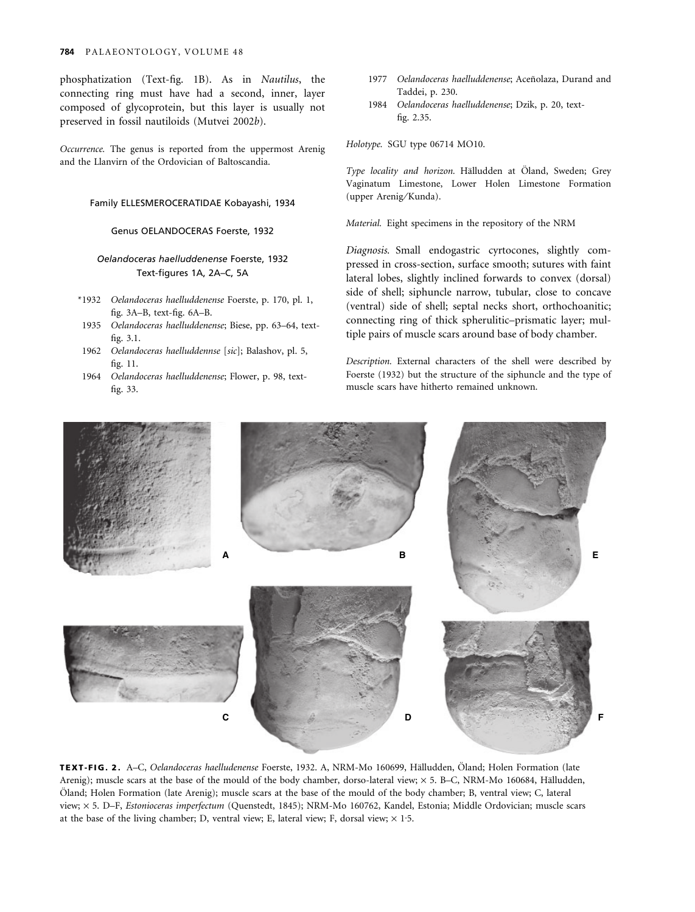phosphatization (Text-fig. 1B). As in *Nautilus*, the connecting ring must have had a second, inner, layer composed of glycoprotein, but this layer is usually not preserved in fossil nautiloids (Mutvei 2002*b*).

*Occurrence.* The genus is reported from the uppermost Arenig and the Llanvirn of the Ordovician of Baltoscandia.

Family ELLESMEROCERATIDAE Kobayashi, 1934

Genus OELANDOCERAS Foerste, 1932

*Oelandoceras haelluddenense* Foerste, 1932

Text-figures 1A, 2A–C, 5A

- *1932 *Oelandoceras haelluddenense* Foerste, p. 170, pl. 1, fig. 3A–B, text-fig. 6A–B.
- 1935 *Oelandoceras haelluddenense*; Biese, pp. 63–64, text-fig. 3.1.
- 1962 *Oelandoceras haelluddennse* [*sic*]; Balashov, pl. 5, fig. 11.
- 1964 *Oelandoceras haelluddenense*; Flower, p. 98, text-fig. 33.
- 1977 *Oelandoceras haelluddenense*; Aceñolaza, Durand and Taddei, p. 230.
- 1984 *Oelandoceras haelluddenense*; Dzik, p. 20, text-fig. 2.35.

*Holotype.* SGU type 06714 MO10.

*Type locality and horizon.* Hälludden at Öland, Sweden; Grey Vaginatum Limestone, Lower Holen Limestone Formation (upper Arenig/Kunda).

*Material.* Eight specimens in the repository of the NRM

*Diagnosis.* Small endogastric cyrtocones, slightly compressed in cross-section, surface smooth; sutures with faint lateral lobes, slightly inclined forwards to convex (dorsal) side of shell; siphuncle narrow, tubular, close to concave (ventral) side of shell; septal necks short, orthochoanitic; connecting ring of thick spherulitic–prismatic layer; multiple pairs of muscle scars around base of body chamber.

*Description.* External characters of the shell were described by Foerste (1932) but the structure of the siphuncle and the type of muscle scars have hitherto remained unknown.

**TEXT-FIG. 2.** A–C, *Oelandoceras haelludenense* Foerste, 1932. A, NRM-Mo 160699, Hälludden, Öland; Holen Formation (late Arenig); muscle scars at the base of the mould of the body chamber, dorso-lateral view; × 5. B–C, NRM-Mo 160684, Hälludden, Öland; Holen Formation (late Arenig); muscle scars at the base of the mould of the body chamber; B, ventral view; C, lateral view; × 5. D–F, *Estonioceras imperfectum* (Quenstedt, 1845); NRM-Mo 160762, Kandel, Estonia; Middle Ordovician; muscle scars at the base of the living chamber; D, ventral view; E, lateral view; F, dorsal view; × 1·5.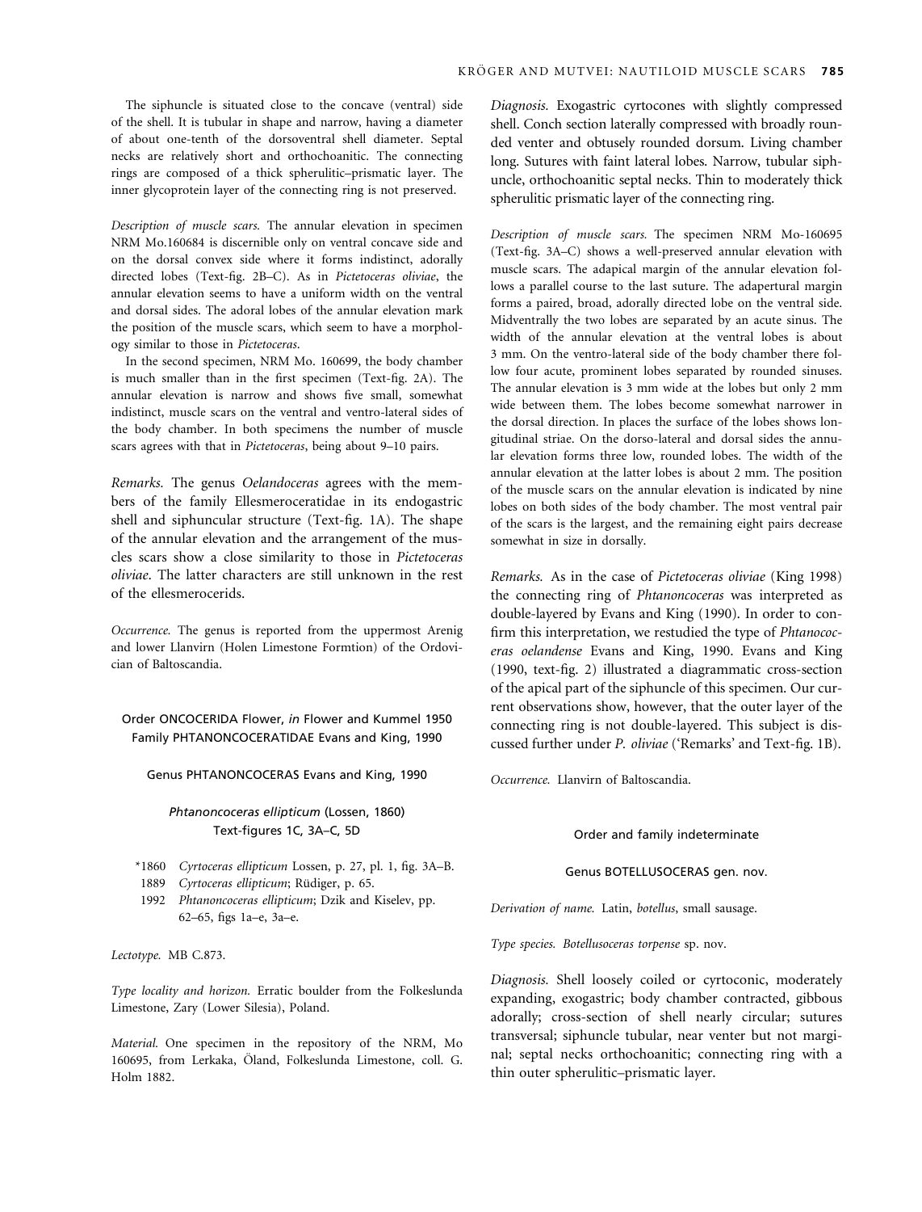The siphuncle is situated close to the concave (ventral) side of the shell. It is tubular in shape and narrow, having a diameter of about one-tenth of the dorsoventral shell diameter. Septal necks are relatively short and orthochoanitic. The connecting rings are composed of a thick spherulitic–prismatic layer. The inner glycoprotein layer of the connecting ring is not preserved.

*Description of muscle scars.* The annular elevation in specimen NRM Mo.160684 is discernible only on ventral concave side and on the dorsal convex side where it forms indistinct, adorally directed lobes (Text-fig. 2B–C). As in *Pictetoceras oliviae*, the annular elevation seems to have a uniform width on the ventral and dorsal sides. The adoral lobes of the annular elevation mark the position of the muscle scars, which seem to have a morphology similar to those in *Pictetoceras*.

In the second specimen, NRM Mo. 160699, the body chamber is much smaller than in the first specimen (Text-fig. 2A). The annular elevation is narrow and shows five small, somewhat indistinct, muscle scars on the ventral and ventro-lateral sides of the body chamber. In both specimens the number of muscle scars agrees with that in *Pictetoceras*, being about 9–10 pairs.

*Remarks.* The genus *Oelandoceras* agrees with the members of the family Ellesmeroceratidae in its endogastric shell and siphuncular structure (Text-fig. 1A). The shape of the annular elevation and the arrangement of the muscles scars show a close similarity to those in *Pictetoceras oliviae*. The latter characters are still unknown in the rest of the ellesmerocerids.

*Occurrence.* The genus is reported from the uppermost Arenig and lower Llanvirn (Holen Limestone Formtion) of the Ordovician of Baltoscandia.

## Order ONCOCERIDA Flower, *in* Flower and Kummel 1950
## Family PHTANONCOCERATIDAE Evans and King, 1990

### Genus PHTANONCOCERAS Evans and King, 1990

#### *Phtanoncoceras ellipticum* (Lossen, 1860)
Text-figures 1C, 3A–C, 5D

- *1860 *Cyrtoceras ellipticum* Lossen, p. 27, pl. 1, fig. 3A–B.
- 1889 *Cyrtoceras ellipticum*; Rüdiger, p. 65.
- 1992 *Phtanoncoceras ellipticum*; Dzik and Kiselev, pp. 62–65, figs 1a–e, 3a–e.

*Lectotype.* MB C.873.

*Type locality and horizon.* Erratic boulder from the Folkeslunda Limestone, Zary (Lower Silesia), Poland.

*Material.* One specimen in the repository of the NRM, Mo 160695, from Lerkaka, Öland, Folkeslunda Limestone, coll. G. Holm 1882.

*Diagnosis.* Exogastric cyrtocones with slightly compressed shell. Conch section laterally compressed with broadly rounded venter and obtusely rounded dorsum. Living chamber long. Sutures with faint lateral lobes. Narrow, tubular siphuncle, orthochoanitic septal necks. Thin to moderately thick spherulitic prismatic layer of the connecting ring.

*Description of muscle scars.* The specimen NRM Mo-160695 (Text-fig. 3A–C) shows a well-preserved annular elevation with muscle scars. The adapical margin of the annular elevation follows a parallel course to the last suture. The adapertural margin forms a paired, broad, adorally directed lobe on the ventral side. Midventrally the two lobes are separated by an acute sinus. The width of the annular elevation at the ventral lobes is about 3 mm. On the ventro-lateral side of the body chamber there follow four acute, prominent lobes separated by rounded sinuses. The annular elevation is 3 mm wide at the lobes but only 2 mm wide between them. The lobes become somewhat narrower in the dorsal direction. In places the surface of the lobes shows longitudinal striae. On the dorso-lateral and dorsal sides the annular elevation forms three low, rounded lobes. The width of the annular elevation at the latter lobes is about 2 mm. The position of the muscle scars on the annular elevation is indicated by nine lobes on both sides of the body chamber. The most ventral pair of the scars is the largest, and the remaining eight pairs decrease somewhat in size in dorsally.

*Remarks.* As in the case of *Pictetoceras oliviae* (King 1998) the connecting ring of *Phtanoncoceras* was interpreted as double-layered by Evans and King (1990). In order to confirm this interpretation, we restudied the type of *Phtanococeras oelandense* Evans and King, 1990. Evans and King (1990, text-fig. 2) illustrated a diagrammatic cross-section of the apical part of the siphuncle of this specimen. Our current observations show, however, that the outer layer of the connecting ring is not double-layered. This subject is discussed further under *P. oliviae* ('Remarks' and Text-fig. 1B).

*Occurrence.* Llanvirn of Baltoscandia.

## Order and family indeterminate

### Genus BOTELLUSOCERAS gen. nov.

*Derivation of name.* Latin, *botellus*, small sausage.

*Type species. Botellusoceras torpense* sp. nov.

*Diagnosis.* Shell loosely coiled or cyrtoconic, moderately expanding, exogastric; body chamber contracted, gibbous adorally; cross-section of shell nearly circular; sutures transversal; siphuncle tubular, near venter but not marginal; septal necks orthochoanitic; connecting ring with a thin outer spherulitic–prismatic layer.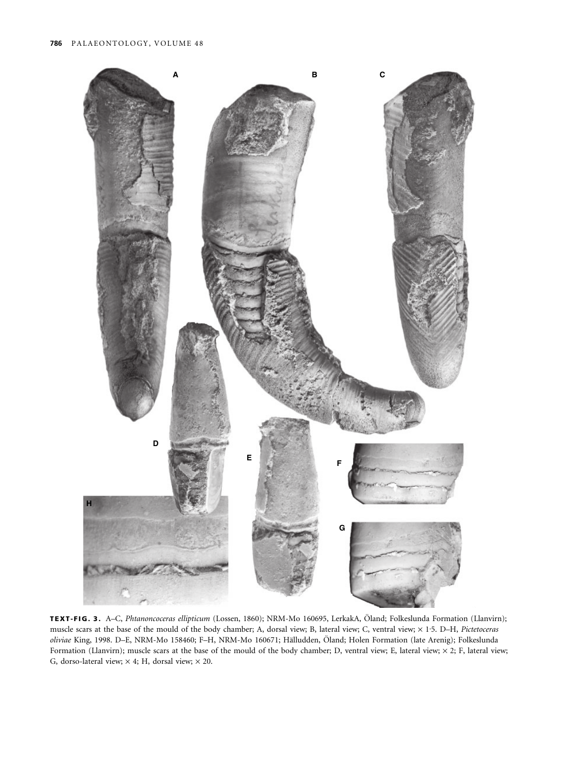**TEXT-FIG. 3.** A–C, *Phtanoncoceras ellipticum* (Lossen, 1860); NRM-Mo 160695, LerkakA, Öland; Folkeslunda Formation (Llanvirn); muscle scars at the base of the mould of the body chamber; A, dorsal view; B, lateral view; C, ventral view; × 1·5. D–H, *Pictetoceras oliviae* King, 1998. D–E, NRM-Mo 158460; F–H, NRM-Mo 160671; Hälludden, Öland; Holen Formation (late Arenig); Folkeslunda Formation (Llanvirn); muscle scars at the base of the mould of the body chamber; D, ventral view; E, lateral view; × 2; F, lateral view; G, dorso-lateral view; × 4; H, dorsal view; × 20.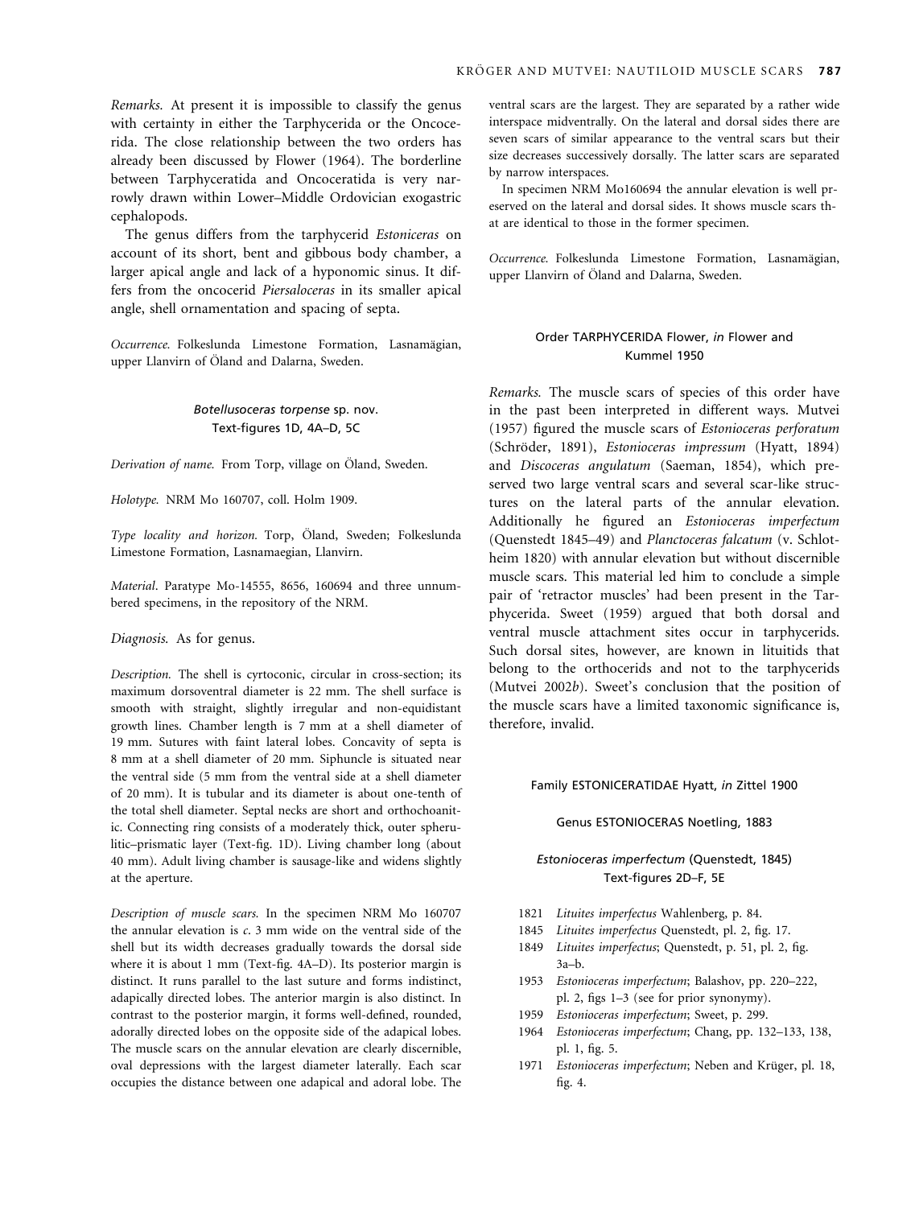*Remarks.* At present it is impossible to classify the genus with certainty in either the Tarphycerida or the Oncocerida. The close relationship between the two orders has already been discussed by Flower (1964). The borderline between Tarphyceratida and Oncoceratida is very narrowly drawn within Lower–Middle Ordovician exogastric cephalopods.

The genus differs from the tarphycerid *Estoniceras* on account of its short, bent and gibbous body chamber, a larger apical angle and lack of a hyponomic sinus. It differs from the oncocerid *Piersaloceras* in its smaller apical angle, shell ornamentation and spacing of septa.

*Occurrence.* Folkeslunda Limestone Formation, Lasnamägian, upper Llanvirn of Öland and Dalarna, Sweden.

### *Botellusoceras torpense* sp. nov.
Text-figures 1D, 4A–D, 5C

*Derivation of name.* From Torp, village on Öland, Sweden.

*Holotype.* NRM Mo 160707, coll. Holm 1909.

*Type locality and horizon.* Torp, Öland, Sweden; Folkeslunda Limestone Formation, Lasnamaegian, Llanvirn.

*Material.* Paratype Mo-14555, 8656, 160694 and three unnumbered specimens, in the repository of the NRM.

*Diagnosis.* As for genus.

*Description.* The shell is cyrtoconic, circular in cross-section; its maximum dorsoventral diameter is 22 mm. The shell surface is smooth with straight, slightly irregular and non-equidistant growth lines. Chamber length is 7 mm at a shell diameter of 19 mm. Sutures with faint lateral lobes. Concavity of septa is 8 mm at a shell diameter of 20 mm. Siphuncle is situated near the ventral side (5 mm from the ventral side at a shell diameter of 20 mm). It is tubular and its diameter is about one-tenth of the total shell diameter. Septal necks are short and orthochoanitic. Connecting ring consists of a moderately thick, outer spherulitic–prismatic layer (Text-fig. 1D). Living chamber long (about 40 mm). Adult living chamber is sausage-like and widens slightly at the aperture.

*Description of muscle scars.* In the specimen NRM Mo 160707 the annular elevation is *c.* 3 mm wide on the ventral side of the shell but its width decreases gradually towards the dorsal side where it is about 1 mm (Text-fig. 4A–D). Its posterior margin is distinct. It runs parallel to the last suture and forms indistinct, adapically directed lobes. The anterior margin is also distinct. In contrast to the posterior margin, it forms well-defined, rounded, adorally directed lobes on the opposite side of the adapical lobes. The muscle scars on the annular elevation are clearly discernible, oval depressions with the largest diameter laterally. Each scar occupies the distance between one adapical and adoral lobe. The ventral scars are the largest. They are separated by a rather wide interspace midventrally. On the lateral and dorsal sides there are seven scars of similar appearance to the ventral scars but their size decreases successively dorsally. The latter scars are separated by narrow interspaces.

In specimen NRM Mo160694 the annular elevation is well preserved on the lateral and dorsal sides. It shows muscle scars that are identical to those in the former specimen.

*Occurrence.* Folkeslunda Limestone Formation, Lasnamägian, upper Llanvirn of Öland and Dalarna, Sweden.

## Order TARPHYCERIDA Flower, *in* Flower and Kummel 1950

*Remarks.* The muscle scars of species of this order have in the past been interpreted in different ways. Mutvei (1957) figured the muscle scars of *Estonioceras perforatum* (Schröder, 1891), *Estonioceras impressum* (Hyatt, 1894) and *Discoceras angulatum* (Saeman, 1854), which preserved two large ventral scars and several scar-like structures on the lateral parts of the annular elevation. Additionally he figured an *Estonioceras imperfectum* (Quenstedt 1845–49) and *Planctoceras falcatum* (v. Schlotheim 1820) with annular elevation but without discernible muscle scars. This material led him to conclude a simple pair of 'retractor muscles' had been present in the Tarphycerida. Sweet (1959) argued that both dorsal and ventral muscle attachment sites occur in tarphycerids. Such dorsal sites, however, are known in lituitids that belong to the orthocerids and not to the tarphycerids (Mutvei 2002*b*). Sweet's conclusion that the position of the muscle scars have a limited taxonomic significance is, therefore, invalid.

### Family ESTONICERATIDAE Hyatt, *in* Zittel 1900

### Genus ESTONIOCERAS Noetling, 1883

### *Estonioceras imperfectum* (Quenstedt, 1845)
Text-figures 2D–F, 5E

- 1821 *Lituites imperfectus* Wahlenberg, p. 84.
- 1845 *Lituites imperfectus* Quenstedt, pl. 2, fig. 17.
- 1849 *Lituites imperfectus*; Quenstedt, p. 51, pl. 2, fig. 3a–b.
- 1953 *Estonioceras imperfectum*; Balashov, pp. 220–222, pl. 2, figs 1–3 (see for prior synonymy).
- 1959 *Estonioceras imperfectum*; Sweet, p. 299.
- 1964 *Estonioceras imperfectum*; Chang, pp. 132–133, 138, pl. 1, fig. 5.
- 1971 *Estonioceras imperfectum*; Neben and Krüger, pl. 18, fig. 4.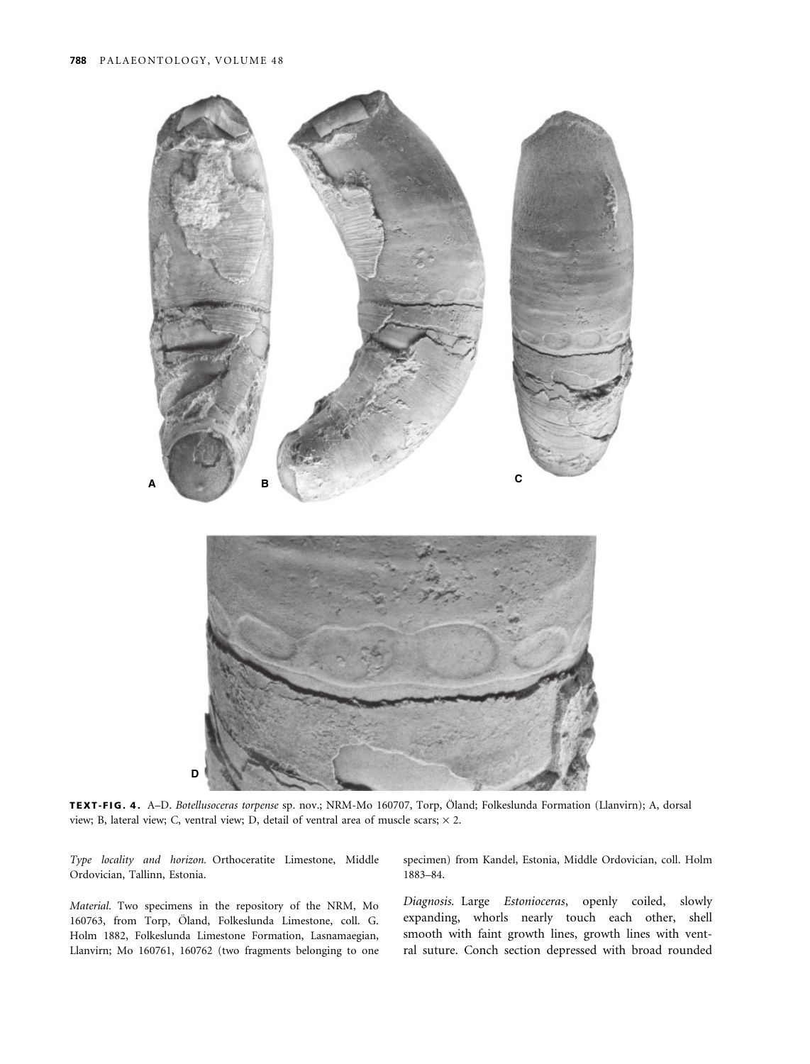**TEXT-FIG. 4.** A–D. *Botellusoceras torpense* sp. nov.; NRM-Mo 160707, Torp, Öland; Folkeslunda Formation (Llanvirn); A, dorsal view; B, lateral view; C, ventral view; D, detail of ventral area of muscle scars; × 2.

*Type locality and horizon*. Orthoceratite Limestone, Middle Ordovician, Tallinn, Estonia.

*Material*. Two specimens in the repository of the NRM, Mo 160763, from Torp, Öland, Folkeslunda Limestone, coll. G. Holm 1882, Folkeslunda Limestone Formation, Lasnamaegian, Llanvirn; Mo 160761, 160762 (two fragments belonging to one specimen) from Kandel, Estonia, Middle Ordovician, coll. Holm 1883–84.

*Diagnosis*. Large *Estonioceras*, openly coiled, slowly expanding, whorls nearly touch each other, shell smooth with faint growth lines, growth lines with ventral suture. Conch section depressed with broad rounded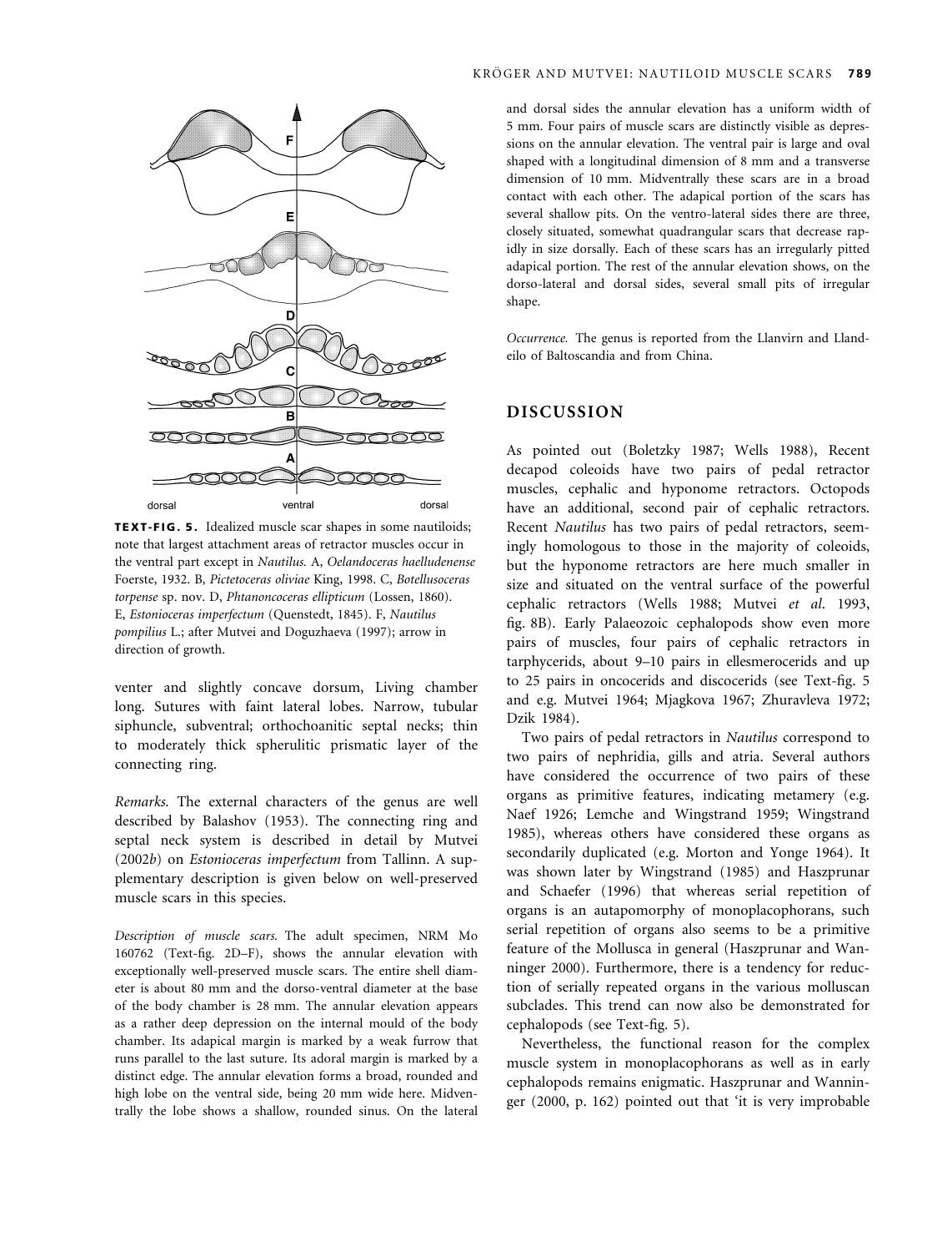**TEXT-FIG. 5.** Idealized muscle scar shapes in some nautiloids; note that largest attachment areas of retractor muscles occur in the ventral part except in *Nautilus*. A, *Oelandoceras haelludenense* Foerste, 1932. B, *Pictetoceras oliviae* King, 1998. C, *Botellusoceras torpense* sp. nov. D, *Phtanoncoceras ellipticum* (Lossen, 1860). E, *Estonioceras imperfectum* (Quenstedt, 1845). F, *Nautilus pompilius* L.; after Mutvei and Doguzhaeva (1997); arrow in direction of growth.

venter and slightly concave dorsum, Living chamber long. Sutures with faint lateral lobes. Narrow, tubular siphuncle, subventral; orthochoanitic septal necks; thin to moderately thick spherulitic prismatic layer of the connecting ring.

*Remarks.* The external characters of the genus are well described by Balashov (1953). The connecting ring and septal neck system is described in detail by Mutvei (2002*b*) on *Estonioceras imperfectum* from Tallinn. A supplementary description is given below on well-preserved muscle scars in this species.

*Description of muscle scars.* The adult specimen, NRM Mo 160762 (Text-fig. 2D–F), shows the annular elevation with exceptionally well-preserved muscle scars. The entire shell diameter is about 80 mm and the dorso-ventral diameter at the base of the body chamber is 28 mm. The annular elevation appears as a rather deep depression on the internal mould of the body chamber. Its adapical margin is marked by a weak furrow that runs parallel to the last suture. Its adoral margin is marked by a distinct edge. The annular elevation forms a broad, rounded and high lobe on the ventral side, being 20 mm wide here. Midventrally the lobe shows a shallow, rounded sinus. On the lateral and dorsal sides the annular elevation has a uniform width of 5 mm. Four pairs of muscle scars are distinctly visible as depressions on the annular elevation. The ventral pair is large and oval shaped with a longitudinal dimension of 8 mm and a transverse dimension of 10 mm. Midventrally these scars are in a broad contact with each other. The adapical portion of the scars has several shallow pits. On the ventro-lateral sides there are three, closely situated, somewhat quadrangular scars that decrease rapidly in size dorsally. Each of these scars has an irregularly pitted adapical portion. The rest of the annular elevation shows, on the dorso-lateral and dorsal sides, several small pits of irregular shape.

*Occurrence.* The genus is reported from the Llanvirn and Llandeilo of Baltoscandia and from China.

## DISCUSSION

As pointed out (Boletzky 1987; Wells 1988), Recent decapod coleoids have two pairs of pedal retractor muscles, cephalic and hyponome retractors. Octopods have an additional, second pair of cephalic retractors. Recent *Nautilus* has two pairs of pedal retractors, seemingly homologous to those in the majority of coleoids, but the hyponome retractors are here much smaller in size and situated on the ventral surface of the powerful cephalic retractors (Wells 1988; Mutvei *et al.* 1993, fig. 8B). Early Palaeozoic cephalopods show even more pairs of muscles, four pairs of cephalic retractors in tarphycerids, about 9–10 pairs in ellesmerocerids and up to 25 pairs in oncocerids and discocerids (see Text-fig. 5 and e.g. Mutvei 1964; Mjagkova 1967; Zhuravleva 1972; Dzik 1984).

Two pairs of pedal retractors in *Nautilus* correspond to two pairs of nephridia, gills and atria. Several authors have considered the occurrence of two pairs of these organs as primitive features, indicating metamery (e.g. Naef 1926; Lemche and Wingstrand 1959; Wingstrand 1985), whereas others have considered these organs as secondarily duplicated (e.g. Morton and Yonge 1964). It was shown later by Wingstrand (1985) and Haszprunar and Schaefer (1996) that whereas serial repetition of organs is an autapomorphy of monoplacophorans, such serial repetition of organs also seems to be a primitive feature of the Mollusca in general (Haszprunar and Wanninger 2000). Furthermore, there is a tendency for reduction of serially repeated organs in the various molluscan subclades. This trend can now also be demonstrated for cephalopods (see Text-fig. 5).

Nevertheless, the functional reason for the complex muscle system in monoplacophorans as well as in early cephalopods remains enigmatic. Haszprunar and Wanninger (2000, p. 162) pointed out that 'it is very improbable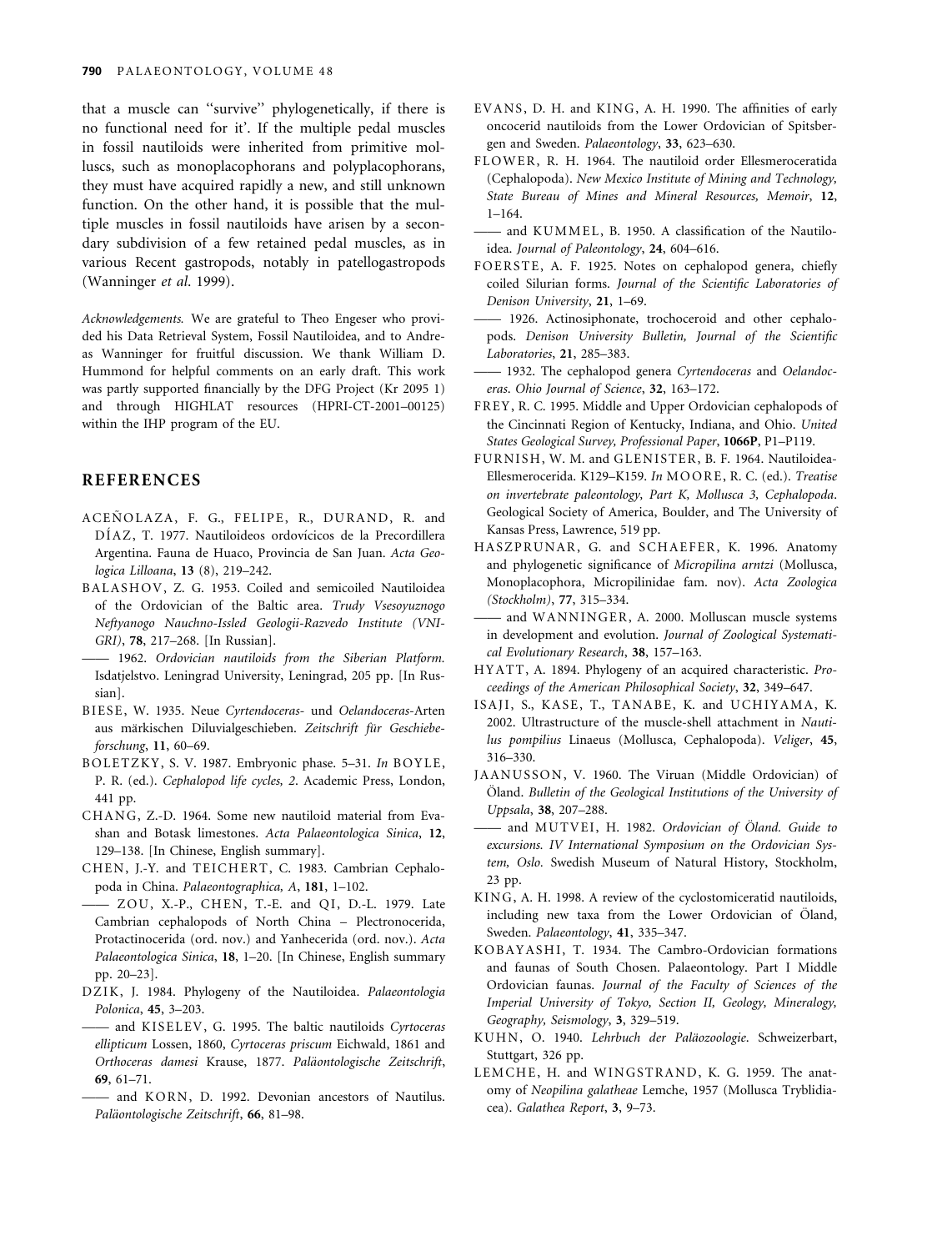that a muscle can ''survive'' phylogenetically, if there is no functional need for it'. If the multiple pedal muscles in fossil nautiloids were inherited from primitive molluscs, such as monoplacophorans and polyplacophorans, they must have acquired rapidly a new, and still unknown function. On the other hand, it is possible that the multiple muscles in fossil nautiloids have arisen by a secondary subdivision of a few retained pedal muscles, as in various Recent gastropods, notably in patellogastropods (Wanninger *et al.* 1999).

*Acknowledgements.* We are grateful to Theo Engeser who provided his Data Retrieval System, Fossil Nautiloidea, and to Andreas Wanninger for fruitful discussion. We thank William D. Hummond for helpful comments on an early draft. This work was partly supported financially by the DFG Project (Kr 2095 1) and through HIGHLAT resources (HPRI-CT-2001–00125) within the IHP program of the EU.

## REFERENCES

ACEÑOLAZA, F. G., FELIPE, R., DURAND, R. and DÍAZ, T. 1977. Nautiloideos ordovícicos de la Precordillera Argentina. Fauna de Huaco, Provincia de San Juan. *Acta Geologica Lilloana*, **13** (8), 219–242.

BALASHOV, Z. G. 1953. Coiled and semicoiled Nautiloidea of the Ordovician of the Baltic area. *Trudy Vsesoyuznogo Neftyanogo Nauchno-Issled Geologii-Razvedo Institute (VNIGRI)*, **78**, 217–268. [In Russian].

—— 1962. *Ordovician nautiloids from the Siberian Platform.* Isdatjelstvo. Leningrad University, Leningrad, 205 pp. [In Russian].

BIESE, W. 1935. Neue *Cyrtendoceras*- und *Oelandoceras*-Arten aus märkischen Diluvialgeschieben. *Zeitschrift für Geschiebeforschung*, **11**, 60–69.

BOLETZKY, S. V. 1987. Embryonic phase. 5–31. *In* BOYLE, P. R. (ed.). *Cephalopod life cycles, 2*. Academic Press, London, 441 pp.

CHANG, Z.-D. 1964. Some new nautiloid material from Evashan and Botask limestones. *Acta Palaeontologica Sinica*, **12**, 129–138. [In Chinese, English summary].

CHEN, J.-Y. and TEICHERT, C. 1983. Cambrian Cephalopoda in China. *Palaeontographica, A*, **181**, 1–102.

—— ZOU, X.-P., CHEN, T.-E. and QI, D.-L. 1979. Late Cambrian cephalopods of North China – Plectronocerida, Protactinocerida (ord. nov.) and Yanhecerida (ord. nov.). *Acta Palaeontologica Sinica*, **18**, 1–20. [In Chinese, English summary pp. 20–23].

DZIK, J. 1984. Phylogeny of the Nautiloidea. *Palaeontologia Polonica*, **45**, 3–203.

—— and KISELEV, G. 1995. The baltic nautiloids *Cyrtoceras ellipticum* Lossen, 1860, *Cyrtoceras priscum* Eichwald, 1861 and *Orthoceras damesi* Krause, 1877. *Paläontologische Zeitschrift*, **69**, 61–71.

—— and KORN, D. 1992. Devonian ancestors of Nautilus. *Paläontologische Zeitschrift*, **66**, 81–98.

EVANS, D. H. and KING, A. H. 1990. The affinities of early oncocerid nautiloids from the Lower Ordovician of Spitsbergen and Sweden. *Palaeontology*, **33**, 623–630.

FLOWER, R. H. 1964. The nautiloid order Ellesmeroceratida (Cephalopoda). *New Mexico Institute of Mining and Technology, State Bureau of Mines and Mineral Resources, Memoir*, **12**, 1–164.

—— and KUMMEL, B. 1950. A classification of the Nautiloidea. *Journal of Paleontology*, **24**, 604–616.

FOERSTE, A. F. 1925. Notes on cephalopod genera, chiefly coiled Silurian forms. *Journal of the Scientific Laboratories of Denison University*, **21**, 1–69.

—— 1926. Actinosiphonate, trochoceroid and other cephalopods. *Denison University Bulletin, Journal of the Scientific Laboratories*, **21**, 285–383.

—— 1932. The cephalopod genera *Cyrtendoceras* and *Oelandoceras*. *Ohio Journal of Science*, **32**, 163–172.

FREY, R. C. 1995. Middle and Upper Ordovician cephalopods of the Cincinnati Region of Kentucky, Indiana, and Ohio. *United States Geological Survey, Professional Paper*, **1066P**, P1–P119.

FURNISH, W. M. and GLENISTER, B. F. 1964. Nautiloidea-Ellesmerocerida. K129–K159. *In* MOORE, R. C. (ed.). *Treatise on invertebrate paleontology, Part K, Mollusca 3, Cephalopoda*. Geological Society of America, Boulder, and The University of Kansas Press, Lawrence, 519 pp.

HASZPRUNAR, G. and SCHAEFER, K. 1996. Anatomy and phylogenetic significance of *Micropilina arntzi* (Mollusca, Monoplacophora, Micropilinidae fam. nov). *Acta Zoologica (Stockholm)*, **77**, 315–334.

—— and WANNINGER, A. 2000. Molluscan muscle systems in development and evolution. *Journal of Zoological Systematical Evolutionary Research*, **38**, 157–163.

HYATT, A. 1894. Phylogeny of an acquired characteristic. *Proceedings of the American Philosophical Society*, **32**, 349–647.

ISAJI, S., KASE, T., TANABE, K. and UCHIYAMA, K. 2002. Ultrastructure of the muscle-shell attachment in *Nautilus pompilius* Linaeus (Mollusca, Cephalopoda). *Veliger*, **45**, 316–330.

JAANUSSON, V. 1960. The Viruan (Middle Ordovician) of Öland. *Bulletin of the Geological Institutions of the University of Uppsala*, **38**, 207–288.

—— and MUTVEI, H. 1982. *Ordovician of Öland. Guide to excursions. IV International Symposium on the Ordovician System, Oslo*. Swedish Museum of Natural History, Stockholm, 23 pp.

KING, A. H. 1998. A review of the cyclostomiceratid nautiloids, including new taxa from the Lower Ordovician of Öland, Sweden. *Palaeontology*, **41**, 335–347.

KOBAYASHI, T. 1934. The Cambro-Ordovician formations and faunas of South Chosen. Palaeontology. Part I Middle Ordovician faunas. *Journal of the Faculty of Sciences of the Imperial University of Tokyo, Section II, Geology, Mineralogy, Geography, Seismology*, **3**, 329–519.

KUHN, O. 1940. *Lehrbuch der Paläozoologie*. Schweizerbart, Stuttgart, 326 pp.

LEMCHE, H. and WINGSTRAND, K. G. 1959. The anatomy of *Neopilina galatheae* Lemche, 1957 (Mollusca Tryblidiacea). *Galathea Report*, **3**, 9–73.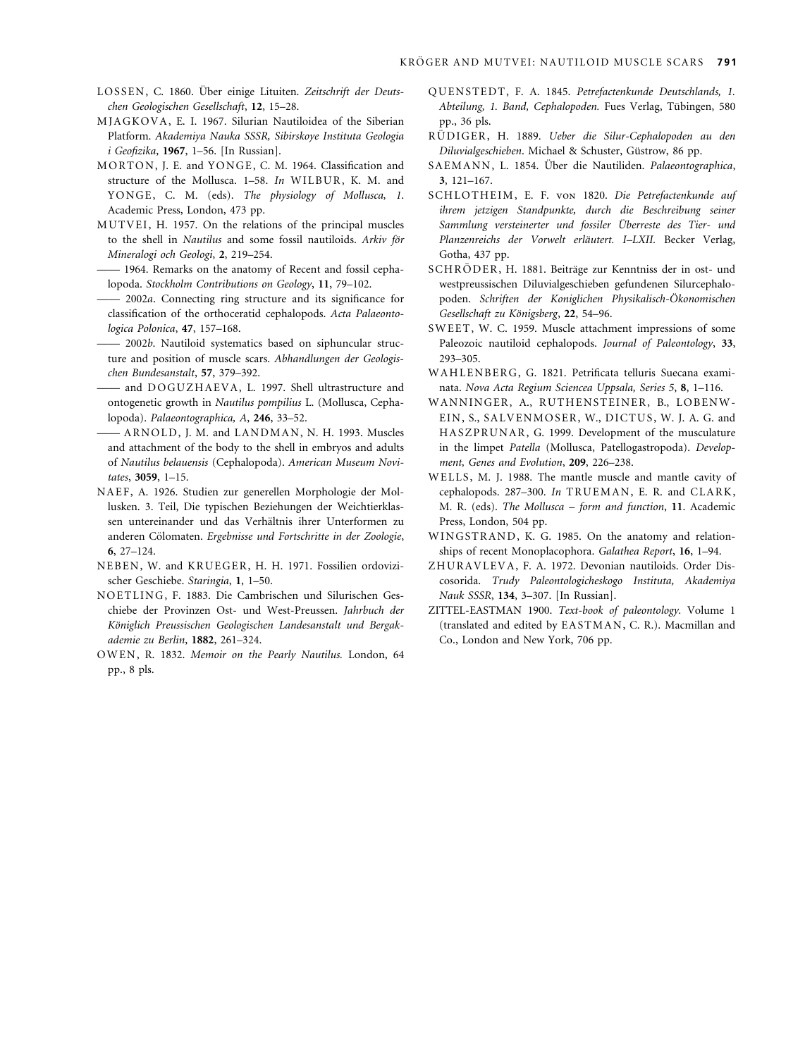LOSSEN, C. 1860. Über einige Lituiten. *Zeitschrift der Deutschen Geologischen Gesellschaft*, **12**, 15–28.

MJAGKOVA, E. I. 1967. Silurian Nautiloidea of the Siberian Platform. *Akademiya Nauka SSSR, Sibirskoye Instituta Geologia i Geofizika*, **1967**, 1–56. [In Russian].

MORTON, J. E. and YONGE, C. M. 1964. Classification and structure of the Mollusca. 1–58. *In* WILBUR, K. M. and YONGE, C. M. (eds). *The physiology of Mollusca, 1*. Academic Press, London, 473 pp.

MUTVEI, H. 1957. On the relations of the principal muscles to the shell in *Nautilus* and some fossil nautiloids. *Arkiv för Mineralogi och Geologi*, **2**, 219–254.

—— 1964. Remarks on the anatomy of Recent and fossil cephalopoda. *Stockholm Contributions on Geology*, **11**, 79–102.

—— 2002*a*. Connecting ring structure and its significance for classification of the orthoceratid cephalopods. *Acta Palaeontologica Polonica*, **47**, 157–168.

—— 2002*b*. Nautiloid systematics based on siphuncular structure and position of muscle scars. *Abhandlungen der Geologischen Bundesanstalt*, **57**, 379–392.

—— and DOGUZHAEVA, L. 1997. Shell ultrastructure and ontogenetic growth in *Nautilus pompilius* L. (Mollusca, Cephalopoda). *Palaeontographica, A*, **246**, 33–52.

—— ARNOLD, J. M. and LANDMAN, N. H. 1993. Muscles and attachment of the body to the shell in embryos and adults of *Nautilus belauensis* (Cephalopoda). *American Museum Novitates*, **3059**, 1–15.

NAEF, A. 1926. Studien zur generellen Morphologie der Mollusken. 3. Teil, Die typischen Beziehungen der Weichtierklassen untereinander und das Verhältnis ihrer Unterformen zu anderen Cölomaten. *Ergebnisse und Fortschritte in der Zoologie*, **6**, 27–124.

NEBEN, W. and KRUEGER, H. H. 1971. Fossilien ordovizischer Geschiebe. *Staringia*, **1**, 1–50.

NOETLING, F. 1883. Die Cambrischen und Silurischen Geschiebe der Provinzen Ost- und West-Preussen. *Jahrbuch der Königlich Preussischen Geologischen Landesanstalt und Bergakademie zu Berlin*, **1882**, 261–324.

OWEN, R. 1832. *Memoir on the Pearly Nautilus.* London, 64 pp., 8 pls.

QUENSTEDT, F. A. 1845. *Petrefactenkunde Deutschlands, 1. Abteilung, 1. Band, Cephalopoden.* Fues Verlag, Tübingen, 580 pp., 36 pls.

RÜDIGER, H. 1889. *Ueber die Silur-Cephalopoden au den Diluvialgeschieben*. Michael & Schuster, Güstrow, 86 pp.

SAEMANN, L. 1854. Über die Nautiliden. *Palaeontographica*, **3**, 121–167.

SCHLOTHEIM, E. F. von 1820. *Die Petrefactenkunde auf ihrem jetzigen Standpunkte, durch die Beschreibung seiner Sammlung versteinerter und fossiler Überreste des Tier- und Planzenreichs der Vorwelt erläutert. I–LXII.* Becker Verlag, Gotha, 437 pp.

SCHRÖDER, H. 1881. Beiträge zur Kenntniss der in ost- und westpreussischen Diluvialgeschieben gefundenen Silurcephalopoden. *Schriften der Koniglichen Physikalisch-Ökonomischen Gesellschaft zu Königsberg*, **22**, 54–96.

SWEET, W. C. 1959. Muscle attachment impressions of some Paleozoic nautiloid cephalopods. *Journal of Paleontology*, **33**, 293–305.

WAHLENBERG, G. 1821. Petrificata telluris Suecana examinata. *Nova Acta Regium Sciencea Uppsala, Series 5*, **8**, 1–116.

WANNINGER, A., RUTHENSTEINER, B., LOBENWEIN, S., SALVENMOSER, W., DICTUS, W. J. A. G. and HASZPRUNAR, G. 1999. Development of the musculature in the limpet *Patella* (Mollusca, Patellogastropoda). *Development, Genes and Evolution*, **209**, 226–238.

WELLS, M. J. 1988. The mantle muscle and mantle cavity of cephalopods. 287–300. *In* TRUEMAN, E. R. and CLARK, M. R. (eds). *The Mollusca – form and function*, **11**. Academic Press, London, 504 pp.

WINGSTRAND, K. G. 1985. On the anatomy and relationships of recent Monoplacophora. *Galathea Report*, **16**, 1–94.

ZHURAVLEVA, F. A. 1972. Devonian nautiloids. Order Discosorida. *Trudy Paleontologicheskogo Instituta, Akademiya Nauk SSSR*, **134**, 3–307. [In Russian].

ZITTEL-EASTMAN 1900. *Text-book of paleontology.* Volume 1 (translated and edited by EASTMAN, C. R.). Macmillan and Co., London and New York, 706 pp.